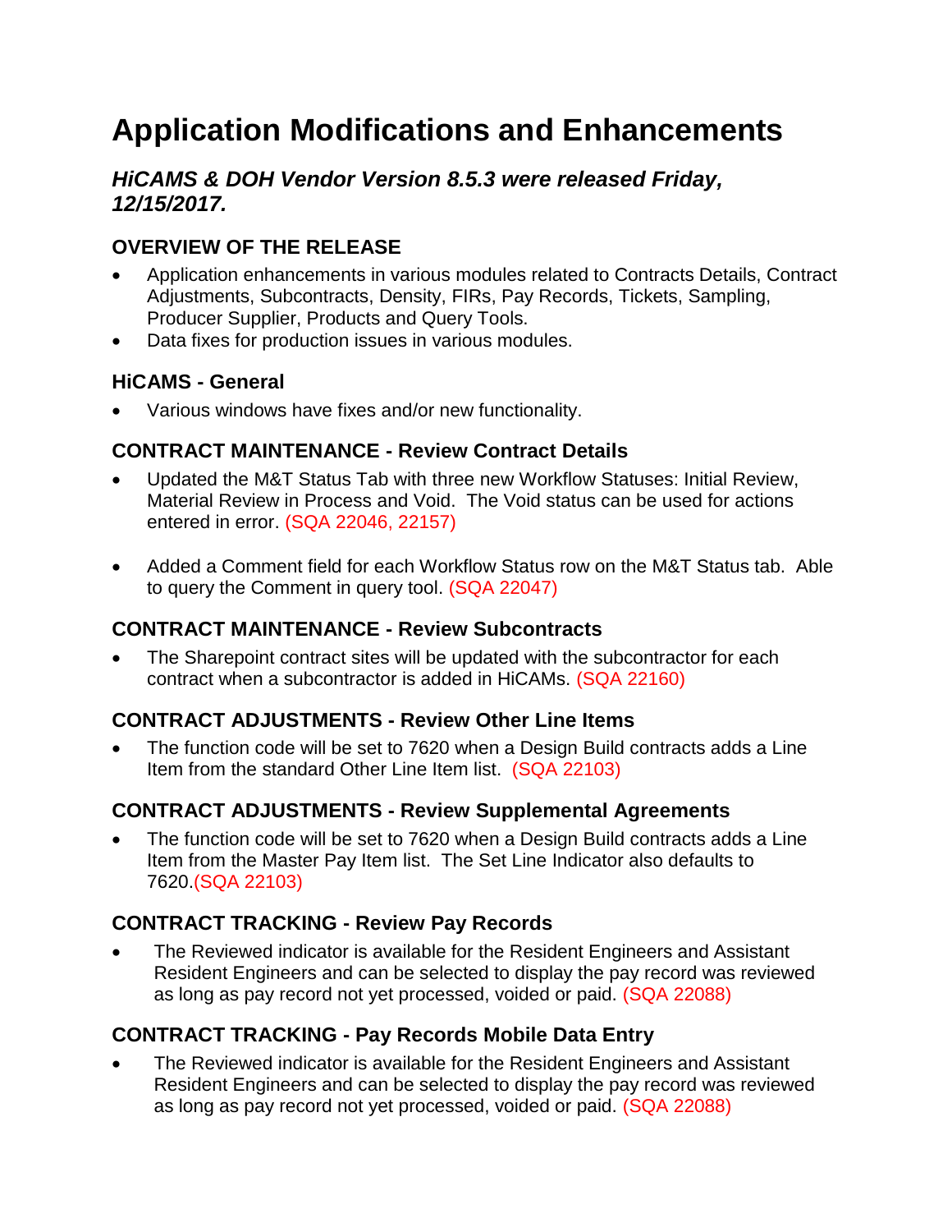# Application Modifications and Enhancements

### *HiCAMS & DOH Vendor Version 8.5.3 were released Friday, 12/15/2017.*

## OVERVIEW OF THE RELEASE

- Application enhancements in various modules related to Contracts Details, Contract Adjustments, Subcontracts, Density, FIRs, Pay Records, Tickets, Sampling, Producer Supplier, Products and Query Tools.
- Data fixes for production issues in various modules.

## HiCAMS - General

- Various windows have fixes and/or new functionality.

## CONTRACT MAINTENANCE - Review Contract Details

- Updated the M&T Status Tab with three new Workflow Statuses: Initial Review, Material Review in Process and Void. The Void status can be used for actions entered in error. (SQA 22046, 22157)

- Added a Comment field for each Workflow Status row on the M&T Status tab. Able to query the Comment in query tool. (SQA 22047)

## CONTRACT MAINTENANCE - Review Subcontracts

- The Sharepoint contract sites will be updated with the subcontractor for each contract when a subcontractor is added in HiCAMs. (SQA 22160)

## CONTRACT ADJUSTMENTS - Review Other Line Items

- The function code will be set to 7620 when a Design Build contracts adds a Line Item from the standard Other Line Item list. (SQA 22103)

## CONTRACT ADJUSTMENTS - Review Supplemental Agreements

- The function code will be set to 7620 when a Design Build contracts adds a Line Item from the Master Pay Item list. The Set Line Indicator also defaults to 7620.(SQA 22103)

## CONTRACT TRACKING - Review Pay Records

- The Reviewed indicator is available for the Resident Engineers and Assistant Resident Engineers and can be selected to display the pay record was reviewed as long as pay record not yet processed, voided or paid. (SQA 22088)

## CONTRACT TRACKING - Pay Records Mobile Data Entry

- The Reviewed indicator is available for the Resident Engineers and Assistant Resident Engineers and can be selected to display the pay record was reviewed as long as pay record not yet processed, voided or paid. (SQA 22088)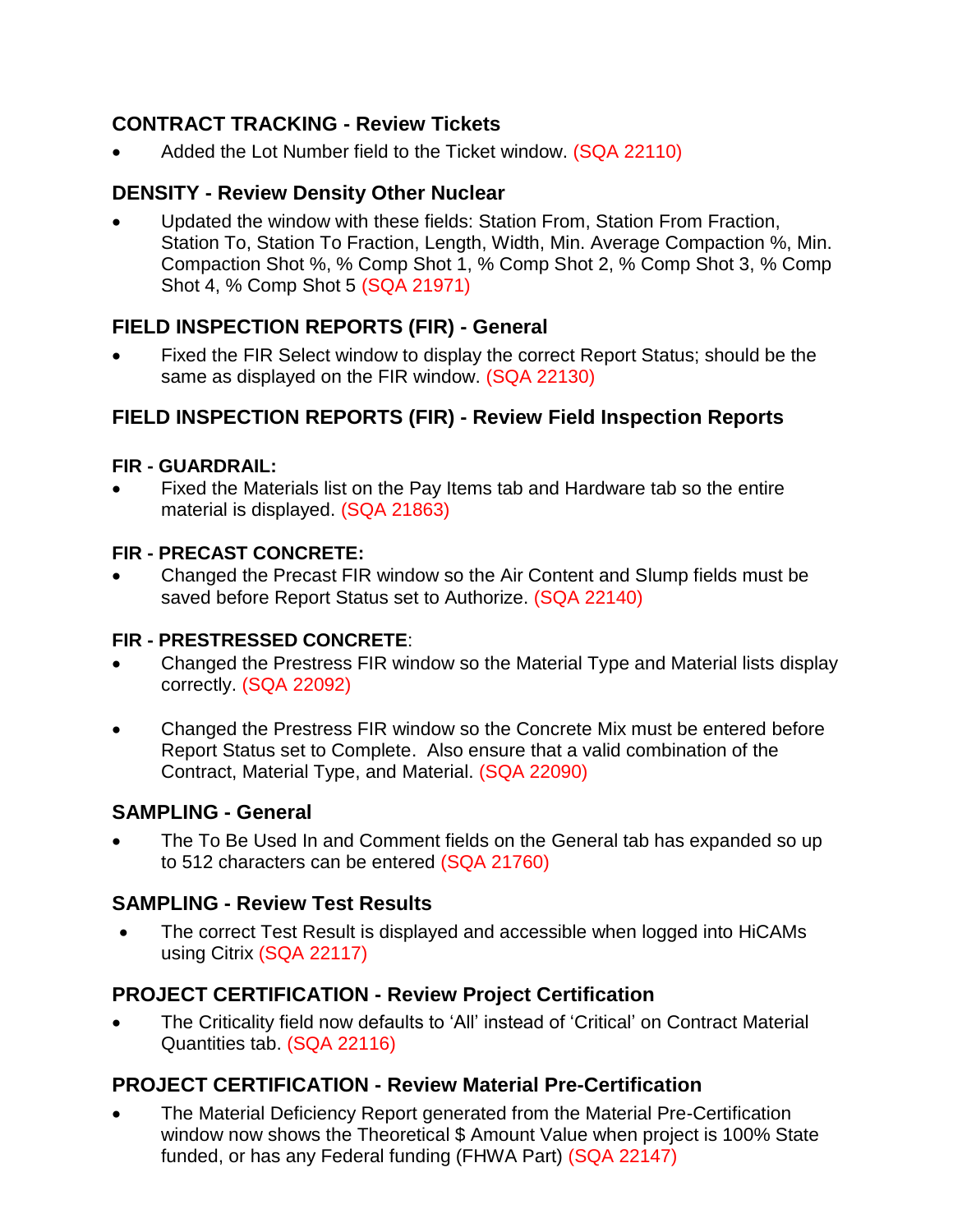## CONTRACT TRACKING - Review Tickets

- Added the Lot Number field to the Ticket window. (SQA 22110)

## DENSITY - Review Density Other Nuclear

- Updated the window with these fields: Station From, Station From Fraction, Station To, Station To Fraction, Length, Width, Min. Average Compaction %, Min. Compaction Shot %, % Comp Shot 1, % Comp Shot 2, % Comp Shot 3, % Comp Shot 4, % Comp Shot 5 (SQA 21971)

## FIELD INSPECTION REPORTS (FIR) - General

- Fixed the FIR Select window to display the correct Report Status; should be the same as displayed on the FIR window. (SQA 22130)

## FIELD INSPECTION REPORTS (FIR) - Review Field Inspection Reports

### FIR - GUARDRAIL:

- Fixed the Materials list on the Pay Items tab and Hardware tab so the entire material is displayed. (SQA 21863)

### FIR - PRECAST CONCRETE:

- Changed the Precast FIR window so the Air Content and Slump fields must be saved before Report Status set to Authorize. (SQA 22140)

### FIR - PRESTRESSED CONCRETE:

- Changed the Prestress FIR window so the Material Type and Material lists display correctly. (SQA 22092)
- Changed the Prestress FIR window so the Concrete Mix must be entered before Report Status set to Complete. Also ensure that a valid combination of the Contract, Material Type, and Material. (SQA 22090)

## SAMPLING - General

- The To Be Used In and Comment fields on the General tab has expanded so up to 512 characters can be entered (SQA 21760)

## SAMPLING - Review Test Results

- The correct Test Result is displayed and accessible when logged into HiCAMs using Citrix (SQA 22117)

## PROJECT CERTIFICATION - Review Project Certification

- The Criticality field now defaults to 'All' instead of 'Critical' on Contract Material Quantities tab. (SQA 22116)

## PROJECT CERTIFICATION - Review Material Pre-Certification

- The Material Deficiency Report generated from the Material Pre-Certification window now shows the Theoretical $ Amount Value when project is 100% State funded, or has any Federal funding (FHWA Part) (SQA 22147)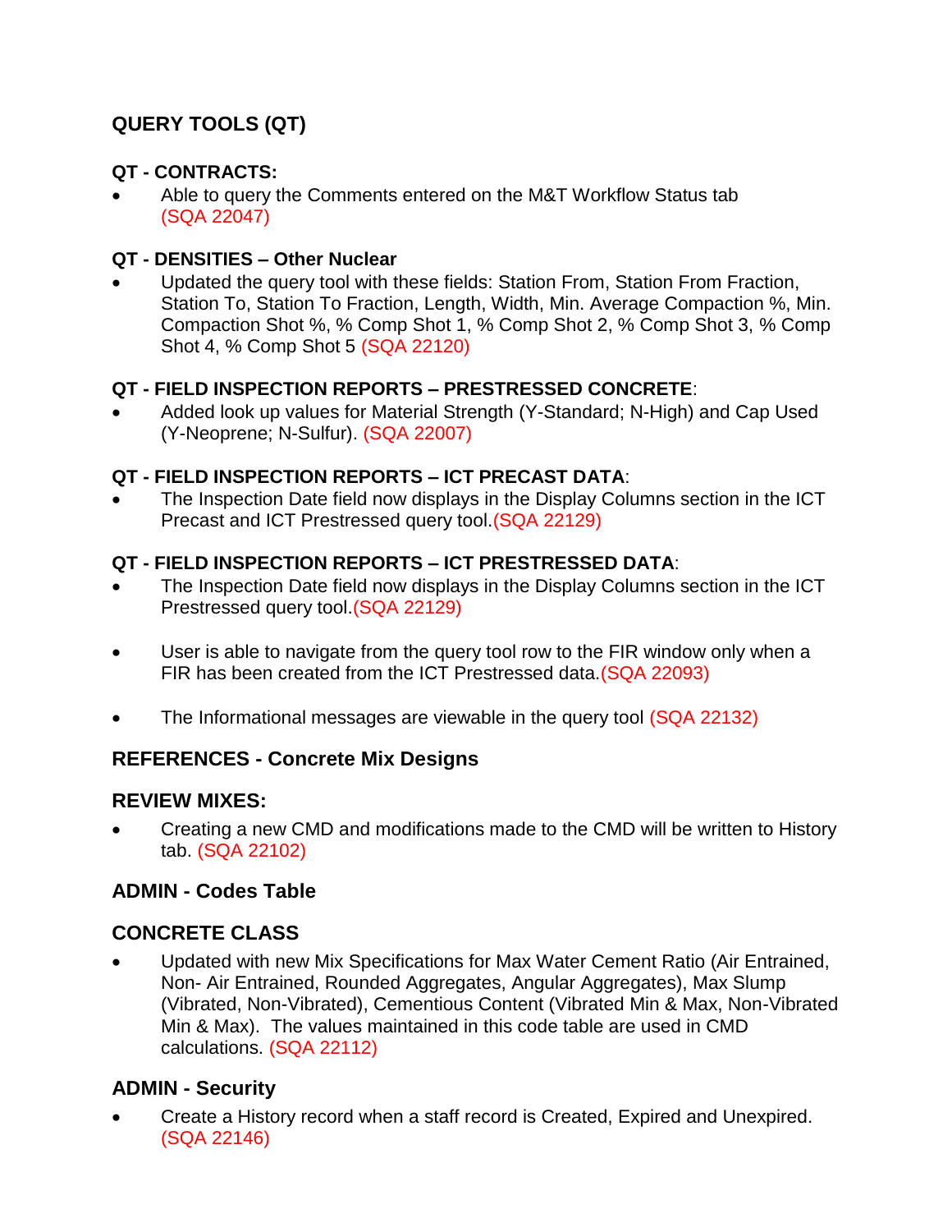## QUERY TOOLS (QT)

### QT - CONTRACTS:

- Able to query the Comments entered on the M&T Workflow Status tab (SQA 22047)

### QT - DENSITIES – Other Nuclear

- Updated the query tool with these fields: Station From, Station From Fraction, Station To, Station To Fraction, Length, Width, Min. Average Compaction %, Min. Compaction Shot %, % Comp Shot 1, % Comp Shot 2, % Comp Shot 3, % Comp Shot 4, % Comp Shot 5 (SQA 22120)

### QT - FIELD INSPECTION REPORTS – PRESTRESSED CONCRETE:

- Added look up values for Material Strength (Y-Standard; N-High) and Cap Used (Y-Neoprene; N-Sulfur). (SQA 22007)

### QT - FIELD INSPECTION REPORTS – ICT PRECAST DATA:

- The Inspection Date field now displays in the Display Columns section in the ICT Precast and ICT Prestressed query tool.(SQA 22129)

### QT - FIELD INSPECTION REPORTS – ICT PRESTRESSED DATA:

- The Inspection Date field now displays in the Display Columns section in the ICT Prestressed query tool.(SQA 22129)

- User is able to navigate from the query tool row to the FIR window only when a FIR has been created from the ICT Prestressed data.(SQA 22093)

- The Informational messages are viewable in the query tool (SQA 22132)

## REFERENCES - Concrete Mix Designs

### REVIEW MIXES:

- Creating a new CMD and modifications made to the CMD will be written to History tab. (SQA 22102)

## ADMIN - Codes Table

### CONCRETE CLASS

- Updated with new Mix Specifications for Max Water Cement Ratio (Air Entrained, Non- Air Entrained, Rounded Aggregates, Angular Aggregates), Max Slump (Vibrated, Non-Vibrated), Cementious Content (Vibrated Min & Max, Non-Vibrated Min & Max). The values maintained in this code table are used in CMD calculations. (SQA 22112)

## ADMIN - Security

- Create a History record when a staff record is Created, Expired and Unexpired. (SQA 22146)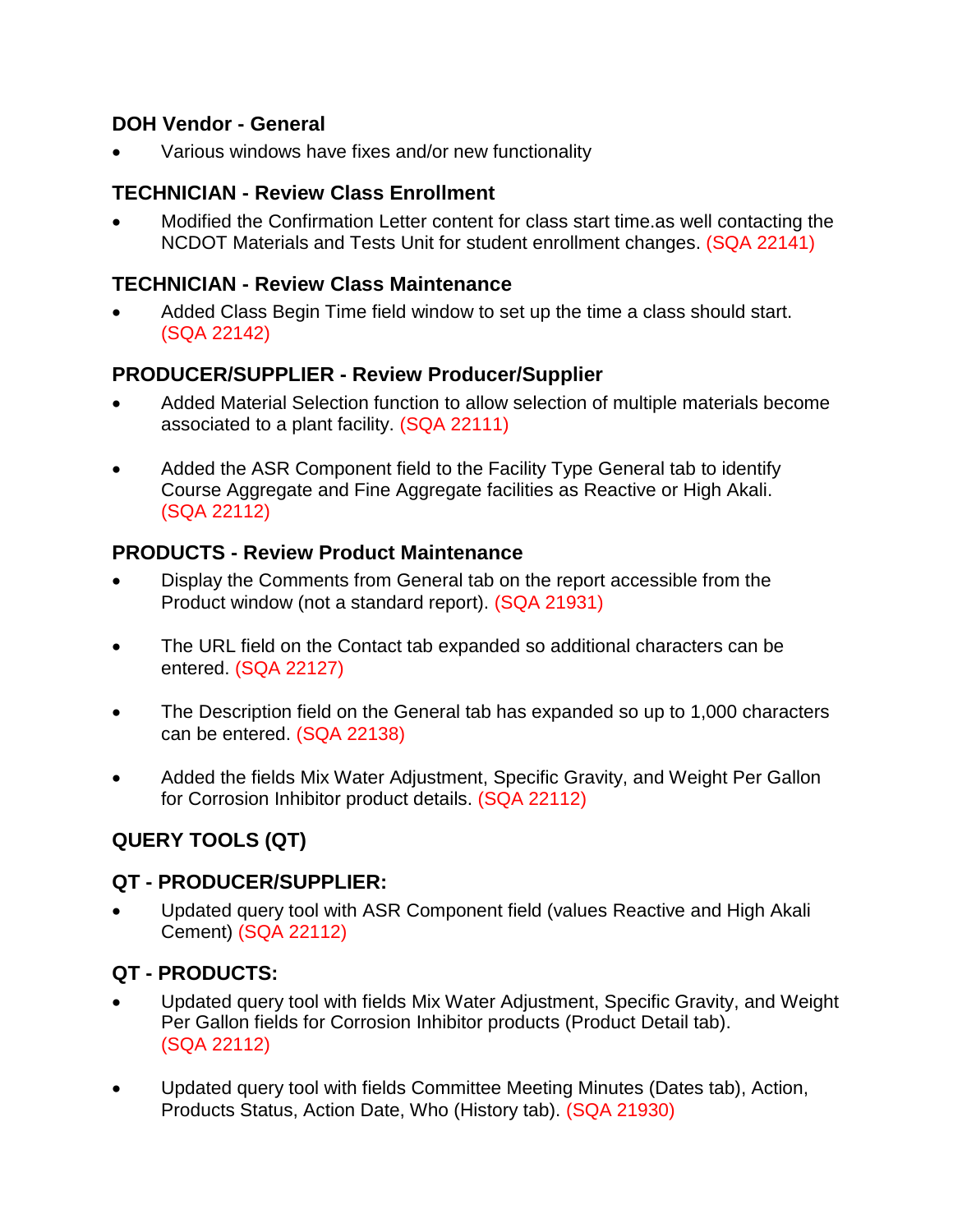### DOH Vendor - General

- Various windows have fixes and/or new functionality

### TECHNICIAN - Review Class Enrollment

- Modified the Confirmation Letter content for class start time.as well contacting the NCDOT Materials and Tests Unit for student enrollment changes. (SQA 22141)

### TECHNICIAN - Review Class Maintenance

- Added Class Begin Time field window to set up the time a class should start. (SQA 22142)

### PRODUCER/SUPPLIER - Review Producer/Supplier

- Added Material Selection function to allow selection of multiple materials become associated to a plant facility. (SQA 22111)

- Added the ASR Component field to the Facility Type General tab to identify Course Aggregate and Fine Aggregate facilities as Reactive or High Akali. (SQA 22112)

### PRODUCTS - Review Product Maintenance

- Display the Comments from General tab on the report accessible from the Product window (not a standard report). (SQA 21931)

- The URL field on the Contact tab expanded so additional characters can be entered. (SQA 22127)

- The Description field on the General tab has expanded so up to 1,000 characters can be entered. (SQA 22138)

- Added the fields Mix Water Adjustment, Specific Gravity, and Weight Per Gallon for Corrosion Inhibitor product details. (SQA 22112)

### QUERY TOOLS (QT)

### QT - PRODUCER/SUPPLIER:

- Updated query tool with ASR Component field (values Reactive and High Akali Cement) (SQA 22112)

### QT - PRODUCTS:

- Updated query tool with fields Mix Water Adjustment, Specific Gravity, and Weight Per Gallon fields for Corrosion Inhibitor products (Product Detail tab). (SQA 22112)

- Updated query tool with fields Committee Meeting Minutes (Dates tab), Action, Products Status, Action Date, Who (History tab). (SQA 21930)